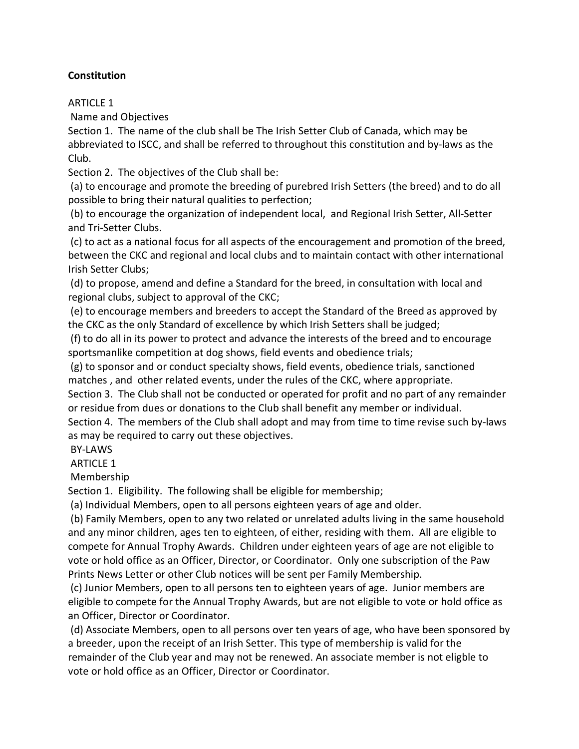**Constitution**

ARTICLE 1

Name and Objectives

Section 1. The name of the club shall be The Irish Setter Club of Canada, which may be abbreviated to ISCC, and shall be referred to throughout this constitution and by-laws as the Club.

Section 2. The objectives of the Club shall be:

(a) to encourage and promote the breeding of purebred Irish Setters (the breed) and to do all possible to bring their natural qualities to perfection;

(b) to encourage the organization of independent local, and Regional Irish Setter, All-Setter and Tri-Setter Clubs.

(c) to act as a national focus for all aspects of the encouragement and promotion of the breed, between the CKC and regional and local clubs and to maintain contact with other international Irish Setter Clubs;

(d) to propose, amend and define a Standard for the breed, in consultation with local and regional clubs, subject to approval of the CKC;

(e) to encourage members and breeders to accept the Standard of the Breed as approved by the CKC as the only Standard of excellence by which Irish Setters shall be judged;

(f) to do all in its power to protect and advance the interests of the breed and to encourage sportsmanlike competition at dog shows, field events and obedience trials;

(g) to sponsor and or conduct specialty shows, field events, obedience trials, sanctioned matches , and other related events, under the rules of the CKC, where appropriate.

Section 3. The Club shall not be conducted or operated for profit and no part of any remainder or residue from dues or donations to the Club shall benefit any member or individual.

Section 4. The members of the Club shall adopt and may from time to time revise such by-laws as may be required to carry out these objectives.

BY-LAWS

ARTICLE 1

Membership

Section 1. Eligibility. The following shall be eligible for membership;

(a) Individual Members, open to all persons eighteen years of age and older.

(b) Family Members, open to any two related or unrelated adults living in the same household and any minor children, ages ten to eighteen, of either, residing with them. All are eligible to compete for Annual Trophy Awards. Children under eighteen years of age are not eligible to vote or hold office as an Officer, Director, or Coordinator. Only one subscription of the Paw Prints News Letter or other Club notices will be sent per Family Membership.

(c) Junior Members, open to all persons ten to eighteen years of age. Junior members are eligible to compete for the Annual Trophy Awards, but are not eligible to vote or hold office as an Officer, Director or Coordinator.

(d) Associate Members, open to all persons over ten years of age, who have been sponsored by a breeder, upon the receipt of an Irish Setter. This type of membership is valid for the remainder of the Club year and may not be renewed. An associate member is not eligble to vote or hold office as an Officer, Director or Coordinator.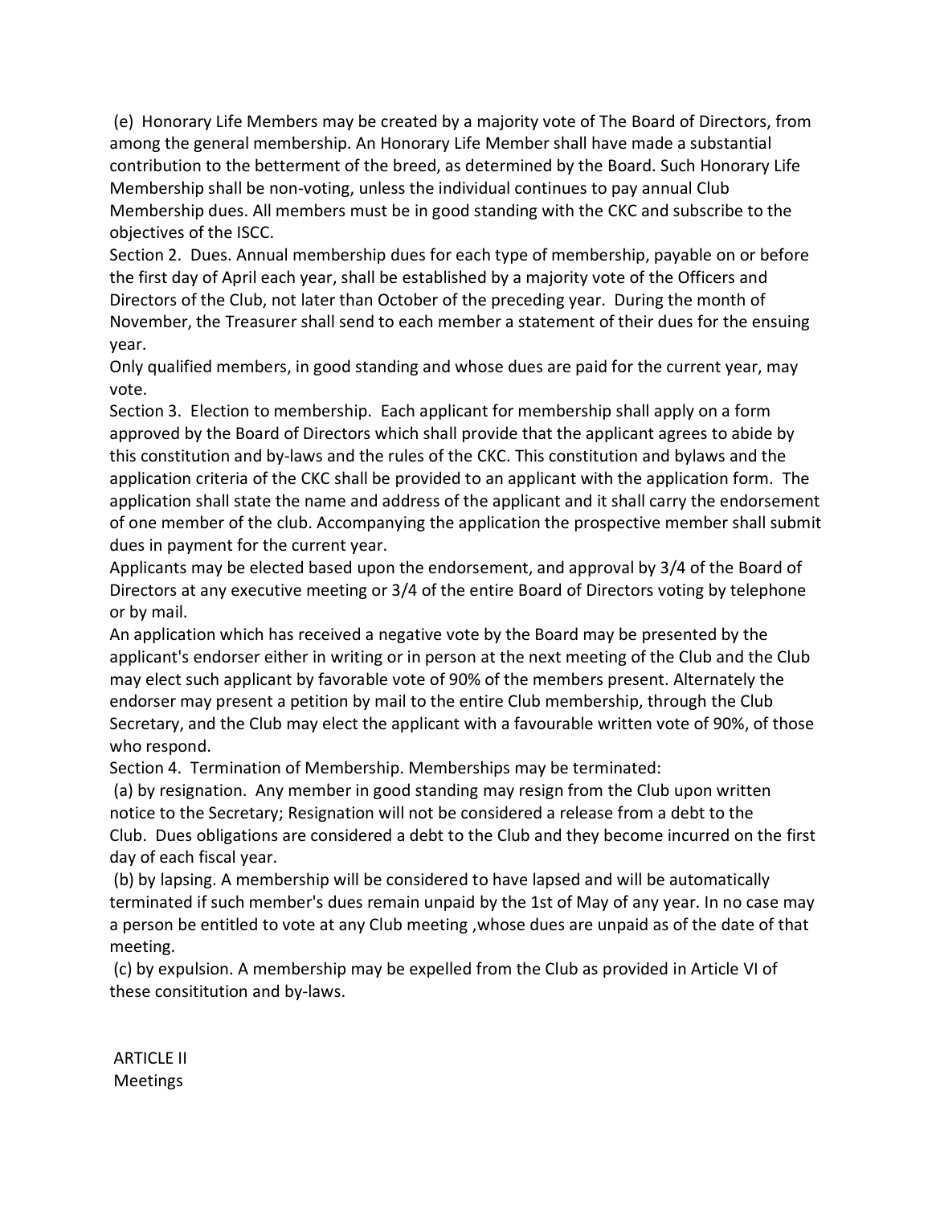(e) Honorary Life Members may be created by a majority vote of The Board of Directors, from among the general membership. An Honorary Life Member shall have made a substantial contribution to the betterment of the breed, as determined by the Board. Such Honorary Life Membership shall be non-voting, unless the individual continues to pay annual Club Membership dues. All members must be in good standing with the CKC and subscribe to the objectives of the ISCC.

Section 2. Dues. Annual membership dues for each type of membership, payable on or before the first day of April each year, shall be established by a majority vote of the Officers and Directors of the Club, not later than October of the preceding year. During the month of November, the Treasurer shall send to each member a statement of their dues for the ensuing year.

Only qualified members, in good standing and whose dues are paid for the current year, may vote.

Section 3. Election to membership. Each applicant for membership shall apply on a form approved by the Board of Directors which shall provide that the applicant agrees to abide by this constitution and by-laws and the rules of the CKC. This constitution and bylaws and the application criteria of the CKC shall be provided to an applicant with the application form. The application shall state the name and address of the applicant and it shall carry the endorsement of one member of the club. Accompanying the application the prospective member shall submit dues in payment for the current year.

Applicants may be elected based upon the endorsement, and approval by 3/4 of the Board of Directors at any executive meeting or 3/4 of the entire Board of Directors voting by telephone or by mail.

An application which has received a negative vote by the Board may be presented by the applicant's endorser either in writing or in person at the next meeting of the Club and the Club may elect such applicant by favorable vote of 90% of the members present. Alternately the endorser may present a petition by mail to the entire Club membership, through the Club Secretary, and the Club may elect the applicant with a favourable written vote of 90%, of those who respond.

Section 4. Termination of Membership. Memberships may be terminated:

(a) by resignation. Any member in good standing may resign from the Club upon written notice to the Secretary; Resignation will not be considered a release from a debt to the Club. Dues obligations are considered a debt to the Club and they become incurred on the first day of each fiscal year.

(b) by lapsing. A membership will be considered to have lapsed and will be automatically terminated if such member's dues remain unpaid by the 1st of May of any year. In no case may a person be entitled to vote at any Club meeting ,whose dues are unpaid as of the date of that meeting.

(c) by expulsion. A membership may be expelled from the Club as provided in Article VI of these consititution and by-laws.

## ARTICLE II
## Meetings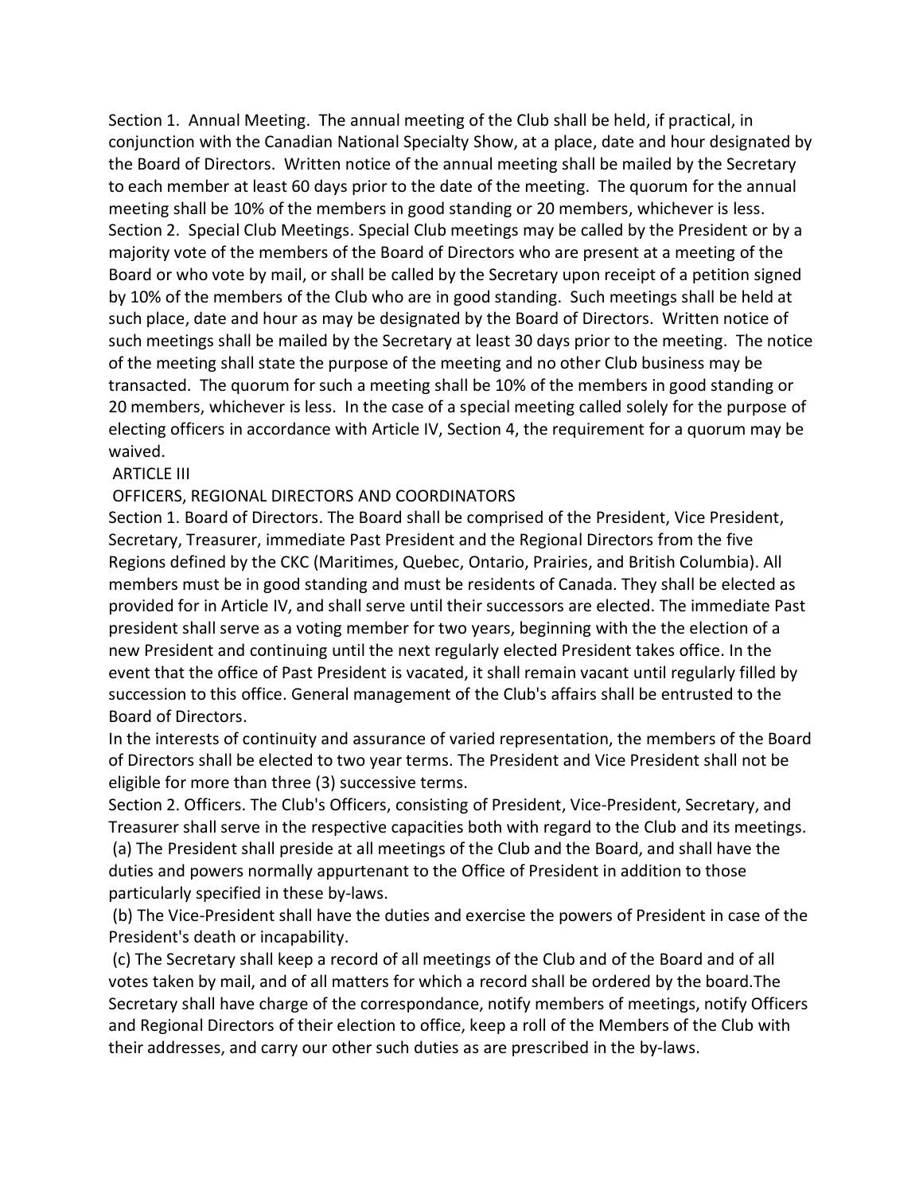Section 1. Annual Meeting. The annual meeting of the Club shall be held, if practical, in conjunction with the Canadian National Specialty Show, at a place, date and hour designated by the Board of Directors. Written notice of the annual meeting shall be mailed by the Secretary to each member at least 60 days prior to the date of the meeting. The quorum for the annual meeting shall be 10% of the members in good standing or 20 members, whichever is less.

Section 2. Special Club Meetings. Special Club meetings may be called by the President or by a majority vote of the members of the Board of Directors who are present at a meeting of the Board or who vote by mail, or shall be called by the Secretary upon receipt of a petition signed by 10% of the members of the Club who are in good standing. Such meetings shall be held at such place, date and hour as may be designated by the Board of Directors. Written notice of such meetings shall be mailed by the Secretary at least 30 days prior to the meeting. The notice of the meeting shall state the purpose of the meeting and no other Club business may be transacted. The quorum for such a meeting shall be 10% of the members in good standing or 20 members, whichever is less. In the case of a special meeting called solely for the purpose of electing officers in accordance with Article IV, Section 4, the requirement for a quorum may be waived.

## ARTICLE III

## OFFICERS, REGIONAL DIRECTORS AND COORDINATORS

Section 1. Board of Directors. The Board shall be comprised of the President, Vice President, Secretary, Treasurer, immediate Past President and the Regional Directors from the five Regions defined by the CKC (Maritimes, Quebec, Ontario, Prairies, and British Columbia). All members must be in good standing and must be residents of Canada. They shall be elected as provided for in Article IV, and shall serve until their successors are elected. The immediate Past president shall serve as a voting member for two years, beginning with the the election of a new President and continuing until the next regularly elected President takes office. In the event that the office of Past President is vacated, it shall remain vacant until regularly filled by succession to this office. General management of the Club's affairs shall be entrusted to the Board of Directors.

In the interests of continuity and assurance of varied representation, the members of the Board of Directors shall be elected to two year terms. The President and Vice President shall not be eligible for more than three (3) successive terms.

Section 2. Officers. The Club's Officers, consisting of President, Vice-President, Secretary, and Treasurer shall serve in the respective capacities both with regard to the Club and its meetings.

(a) The President shall preside at all meetings of the Club and the Board, and shall have the duties and powers normally appurtenant to the Office of President in addition to those particularly specified in these by-laws.

(b) The Vice-President shall have the duties and exercise the powers of President in case of the President's death or incapability.

(c) The Secretary shall keep a record of all meetings of the Club and of the Board and of all votes taken by mail, and of all matters for which a record shall be ordered by the board.The Secretary shall have charge of the correspondance, notify members of meetings, notify Officers and Regional Directors of their election to office, keep a roll of the Members of the Club with their addresses, and carry our other such duties as are prescribed in the by-laws.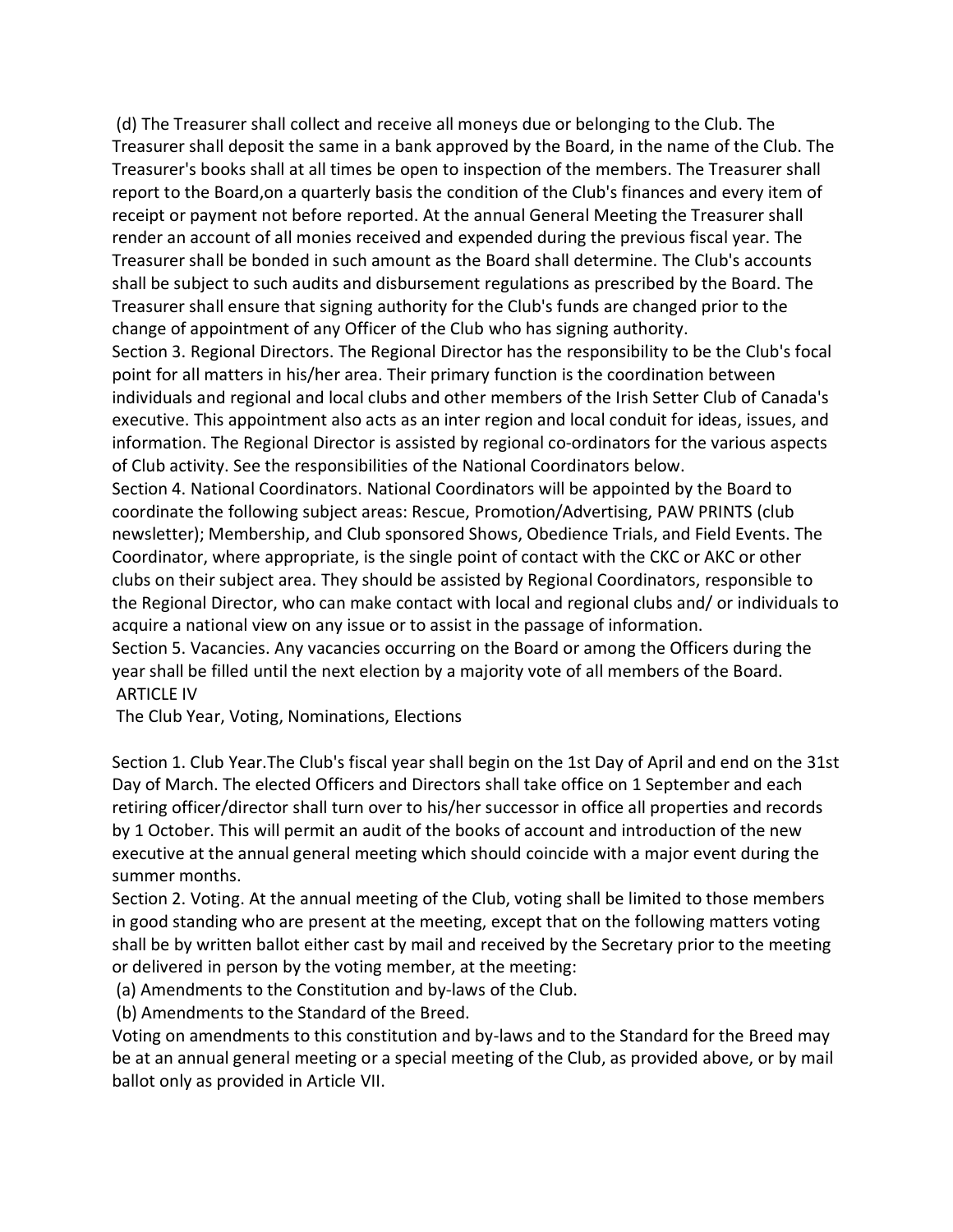(d) The Treasurer shall collect and receive all moneys due or belonging to the Club. The Treasurer shall deposit the same in a bank approved by the Board, in the name of the Club. The Treasurer's books shall at all times be open to inspection of the members. The Treasurer shall report to the Board,on a quarterly basis the condition of the Club's finances and every item of receipt or payment not before reported. At the annual General Meeting the Treasurer shall render an account of all monies received and expended during the previous fiscal year. The Treasurer shall be bonded in such amount as the Board shall determine. The Club's accounts shall be subject to such audits and disbursement regulations as prescribed by the Board. The Treasurer shall ensure that signing authority for the Club's funds are changed prior to the change of appointment of any Officer of the Club who has signing authority.

Section 3. Regional Directors. The Regional Director has the responsibility to be the Club's focal point for all matters in his/her area. Their primary function is the coordination between individuals and regional and local clubs and other members of the Irish Setter Club of Canada's executive. This appointment also acts as an inter region and local conduit for ideas, issues, and information. The Regional Director is assisted by regional co-ordinators for the various aspects of Club activity. See the responsibilities of the National Coordinators below.

Section 4. National Coordinators. National Coordinators will be appointed by the Board to coordinate the following subject areas: Rescue, Promotion/Advertising, PAW PRINTS (club newsletter); Membership, and Club sponsored Shows, Obedience Trials, and Field Events. The Coordinator, where appropriate, is the single point of contact with the CKC or AKC or other clubs on their subject area. They should be assisted by Regional Coordinators, responsible to the Regional Director, who can make contact with local and regional clubs and/ or individuals to acquire a national view on any issue or to assist in the passage of information.

Section 5. Vacancies. Any vacancies occurring on the Board or among the Officers during the year shall be filled until the next election by a majority vote of all members of the Board.

## ARTICLE IV

## The Club Year, Voting, Nominations, Elections

Section 1. Club Year.The Club's fiscal year shall begin on the 1st Day of April and end on the 31st Day of March. The elected Officers and Directors shall take office on 1 September and each retiring officer/director shall turn over to his/her successor in office all properties and records by 1 October. This will permit an audit of the books of account and introduction of the new executive at the annual general meeting which should coincide with a major event during the summer months.

Section 2. Voting. At the annual meeting of the Club, voting shall be limited to those members in good standing who are present at the meeting, except that on the following matters voting shall be by written ballot either cast by mail and received by the Secretary prior to the meeting or delivered in person by the voting member, at the meeting:

(a) Amendments to the Constitution and by-laws of the Club.

(b) Amendments to the Standard of the Breed.

Voting on amendments to this constitution and by-laws and to the Standard for the Breed may be at an annual general meeting or a special meeting of the Club, as provided above, or by mail ballot only as provided in Article VII.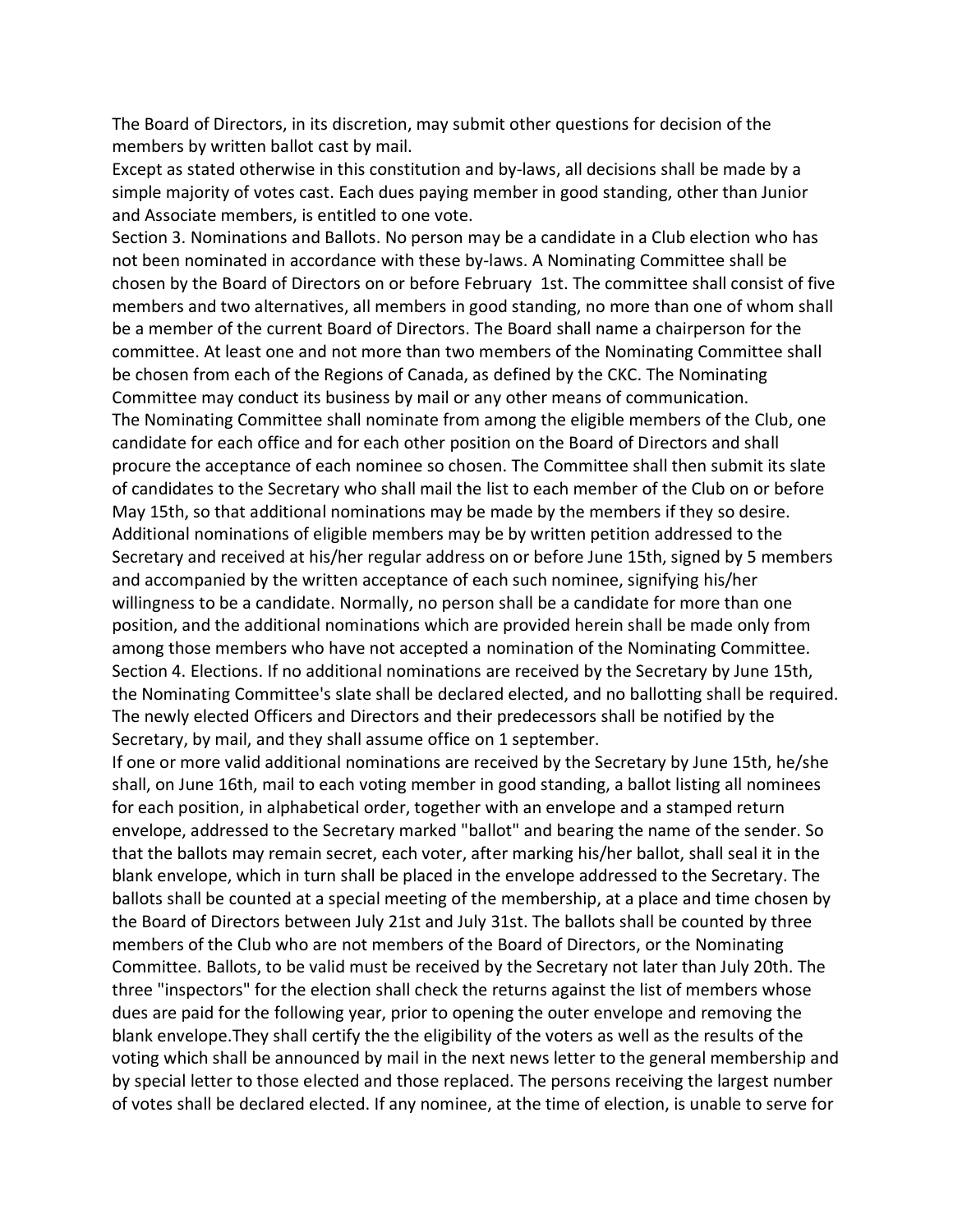The Board of Directors, in its discretion, may submit other questions for decision of the members by written ballot cast by mail.

Except as stated otherwise in this constitution and by-laws, all decisions shall be made by a simple majority of votes cast. Each dues paying member in good standing, other than Junior and Associate members, is entitled to one vote.

Section 3. Nominations and Ballots. No person may be a candidate in a Club election who has not been nominated in accordance with these by-laws. A Nominating Committee shall be chosen by the Board of Directors on or before February 1st. The committee shall consist of five members and two alternatives, all members in good standing, no more than one of whom shall be a member of the current Board of Directors. The Board shall name a chairperson for the committee. At least one and not more than two members of the Nominating Committee shall be chosen from each of the Regions of Canada, as defined by the CKC. The Nominating Committee may conduct its business by mail or any other means of communication.

The Nominating Committee shall nominate from among the eligible members of the Club, one candidate for each office and for each other position on the Board of Directors and shall procure the acceptance of each nominee so chosen. The Committee shall then submit its slate of candidates to the Secretary who shall mail the list to each member of the Club on or before May 15th, so that additional nominations may be made by the members if they so desire. Additional nominations of eligible members may be by written petition addressed to the Secretary and received at his/her regular address on or before June 15th, signed by 5 members and accompanied by the written acceptance of each such nominee, signifying his/her willingness to be a candidate. Normally, no person shall be a candidate for more than one position, and the additional nominations which are provided herein shall be made only from among those members who have not accepted a nomination of the Nominating Committee.

Section 4. Elections. If no additional nominations are received by the Secretary by June 15th, the Nominating Committee's slate shall be declared elected, and no ballotting shall be required. The newly elected Officers and Directors and their predecessors shall be notified by the Secretary, by mail, and they shall assume office on 1 september.

If one or more valid additional nominations are received by the Secretary by June 15th, he/she shall, on June 16th, mail to each voting member in good standing, a ballot listing all nominees for each position, in alphabetical order, together with an envelope and a stamped return envelope, addressed to the Secretary marked "ballot" and bearing the name of the sender. So that the ballots may remain secret, each voter, after marking his/her ballot, shall seal it in the blank envelope, which in turn shall be placed in the envelope addressed to the Secretary. The ballots shall be counted at a special meeting of the membership, at a place and time chosen by the Board of Directors between July 21st and July 31st. The ballots shall be counted by three members of the Club who are not members of the Board of Directors, or the Nominating Committee. Ballots, to be valid must be received by the Secretary not later than July 20th. The three "inspectors" for the election shall check the returns against the list of members whose dues are paid for the following year, prior to opening the outer envelope and removing the blank envelope.They shall certify the the eligibility of the voters as well as the results of the voting which shall be announced by mail in the next news letter to the general membership and by special letter to those elected and those replaced. The persons receiving the largest number of votes shall be declared elected. If any nominee, at the time of election, is unable to serve for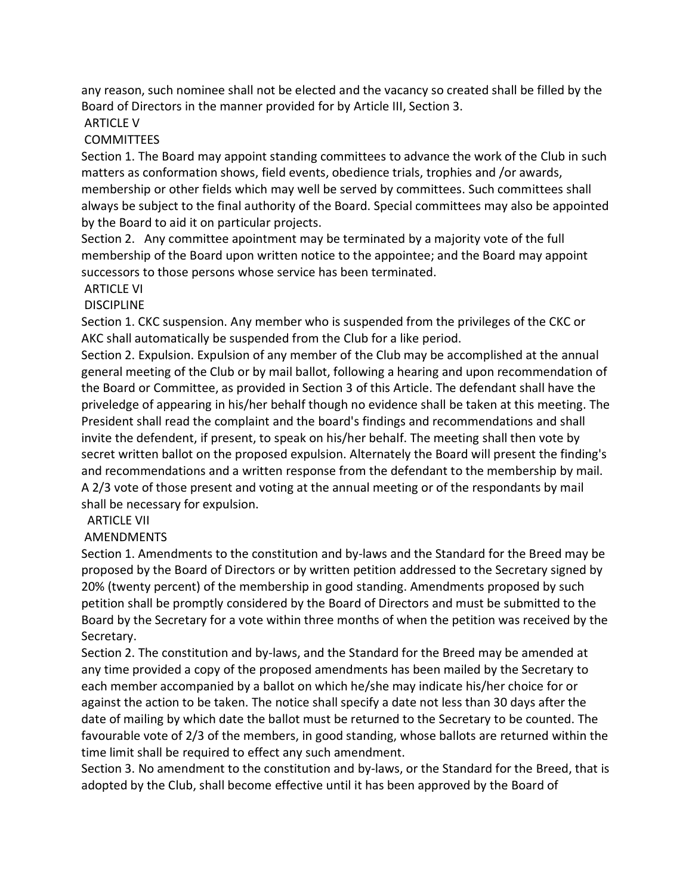any reason, such nominee shall not be elected and the vacancy so created shall be filled by the Board of Directors in the manner provided for by Article III, Section 3.

## ARTICLE V

## COMMITTEES

Section 1. The Board may appoint standing committees to advance the work of the Club in such matters as conformation shows, field events, obedience trials, trophies and /or awards, membership or other fields which may well be served by committees. Such committees shall always be subject to the final authority of the Board. Special committees may also be appointed by the Board to aid it on particular projects.

Section 2. Any committee apointment may be terminated by a majority vote of the full membership of the Board upon written notice to the appointee; and the Board may appoint successors to those persons whose service has been terminated.

## ARTICLE VI

## DISCIPLINE

Section 1. CKC suspension. Any member who is suspended from the privileges of the CKC or AKC shall automatically be suspended from the Club for a like period.

Section 2. Expulsion. Expulsion of any member of the Club may be accomplished at the annual general meeting of the Club or by mail ballot, following a hearing and upon recommendation of the Board or Committee, as provided in Section 3 of this Article. The defendant shall have the priveledge of appearing in his/her behalf though no evidence shall be taken at this meeting. The President shall read the complaint and the board's findings and recommendations and shall invite the defendent, if present, to speak on his/her behalf. The meeting shall then vote by secret written ballot on the proposed expulsion. Alternately the Board will present the finding's and recommendations and a written response from the defendant to the membership by mail. A 2/3 vote of those present and voting at the annual meeting or of the respondants by mail shall be necessary for expulsion.

## ARTICLE VII

## AMENDMENTS

Section 1. Amendments to the constitution and by-laws and the Standard for the Breed may be proposed by the Board of Directors or by written petition addressed to the Secretary signed by 20% (twenty percent) of the membership in good standing. Amendments proposed by such petition shall be promptly considered by the Board of Directors and must be submitted to the Board by the Secretary for a vote within three months of when the petition was received by the Secretary.

Section 2. The constitution and by-laws, and the Standard for the Breed may be amended at any time provided a copy of the proposed amendments has been mailed by the Secretary to each member accompanied by a ballot on which he/she may indicate his/her choice for or against the action to be taken. The notice shall specify a date not less than 30 days after the date of mailing by which date the ballot must be returned to the Secretary to be counted. The favourable vote of 2/3 of the members, in good standing, whose ballots are returned within the time limit shall be required to effect any such amendment.

Section 3. No amendment to the constitution and by-laws, or the Standard for the Breed, that is adopted by the Club, shall become effective until it has been approved by the Board of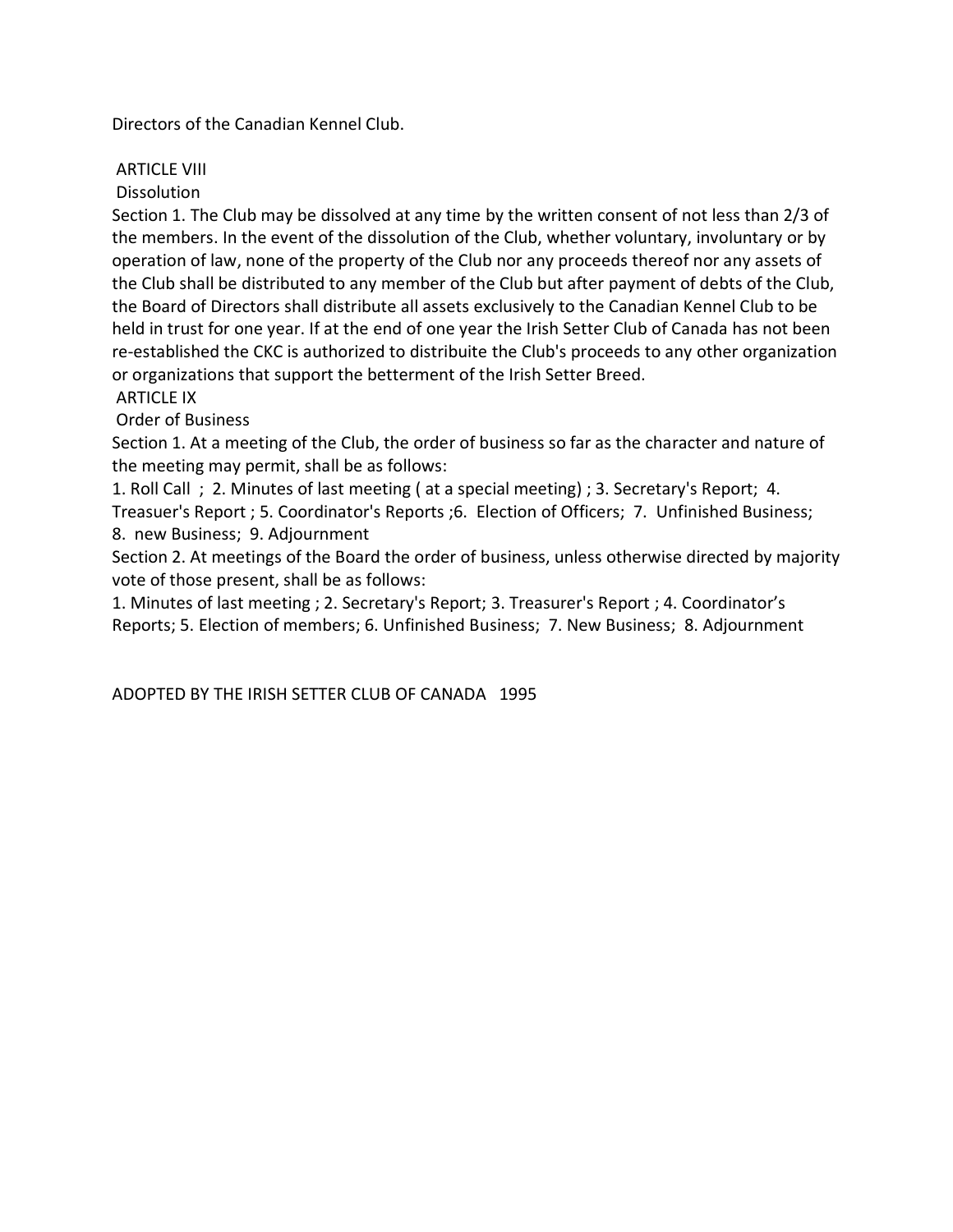Directors of the Canadian Kennel Club.

## ARTICLE VIII

### Dissolution

Section 1. The Club may be dissolved at any time by the written consent of not less than 2/3 of the members. In the event of the dissolution of the Club, whether voluntary, involuntary or by operation of law, none of the property of the Club nor any proceeds thereof nor any assets of the Club shall be distributed to any member of the Club but after payment of debts of the Club, the Board of Directors shall distribute all assets exclusively to the Canadian Kennel Club to be held in trust for one year. If at the end of one year the Irish Setter Club of Canada has not been re-established the CKC is authorized to distribuite the Club's proceeds to any other organization or organizations that support the betterment of the Irish Setter Breed.

## ARTICLE IX

### Order of Business

Section 1. At a meeting of the Club, the order of business so far as the character and nature of the meeting may permit, shall be as follows:

1. Roll Call ; 2. Minutes of last meeting ( at a special meeting) ; 3. Secretary's Report; 4. Treasuer's Report ; 5. Coordinator's Reports ;6. Election of Officers; 7. Unfinished Business; 8. new Business; 9. Adjournment

Section 2. At meetings of the Board the order of business, unless otherwise directed by majority vote of those present, shall be as follows:

1. Minutes of last meeting ; 2. Secretary's Report; 3. Treasurer's Report ; 4. Coordinator's Reports; 5. Election of members; 6. Unfinished Business; 7. New Business; 8. Adjournment

ADOPTED BY THE IRISH SETTER CLUB OF CANADA 1995